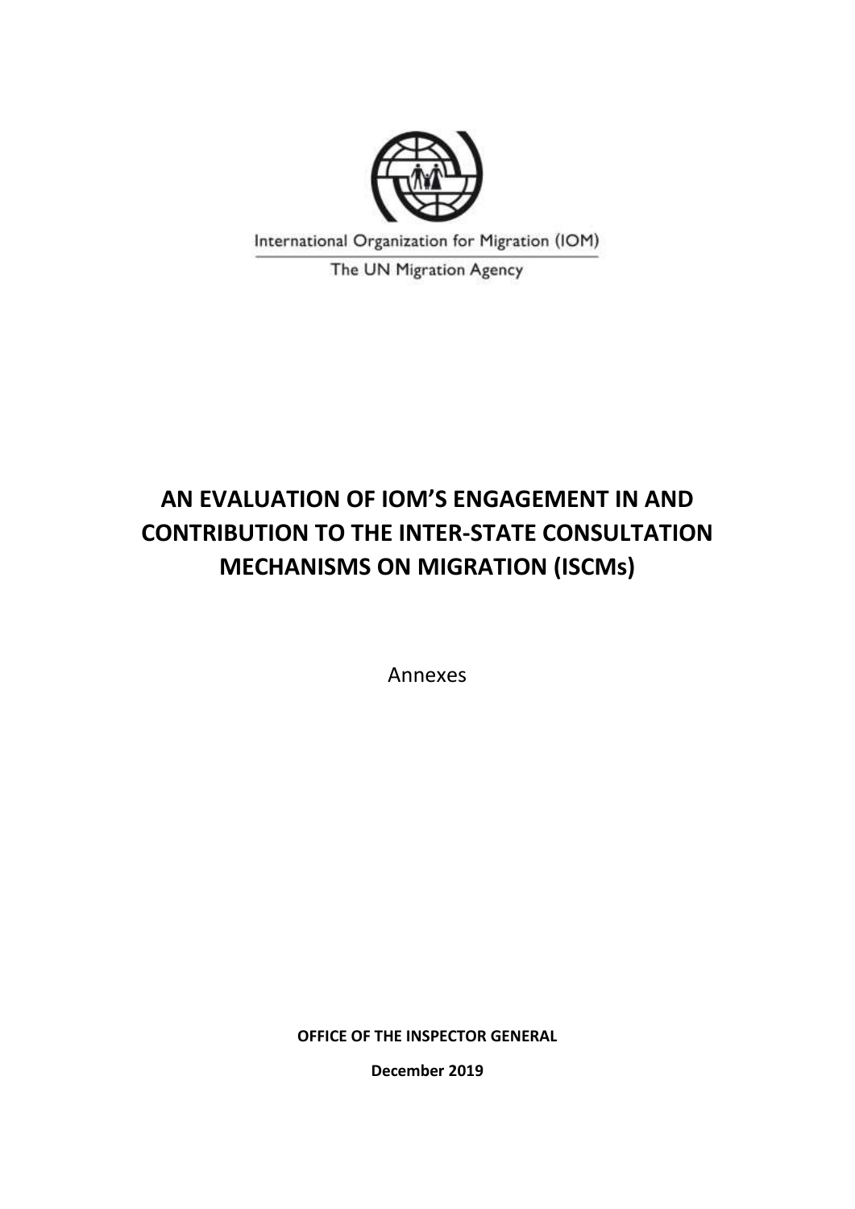International Organization for Migration (IOM)

The UN Migration Agency

# AN EVALUATION OF IOM'S ENGAGEMENT IN AND CONTRIBUTION TO THE INTER-STATE CONSULTATION MECHANISMS ON MIGRATION (ISCMs)

Annexes

**OFFICE OF THE INSPECTOR GENERAL**

**December 2019**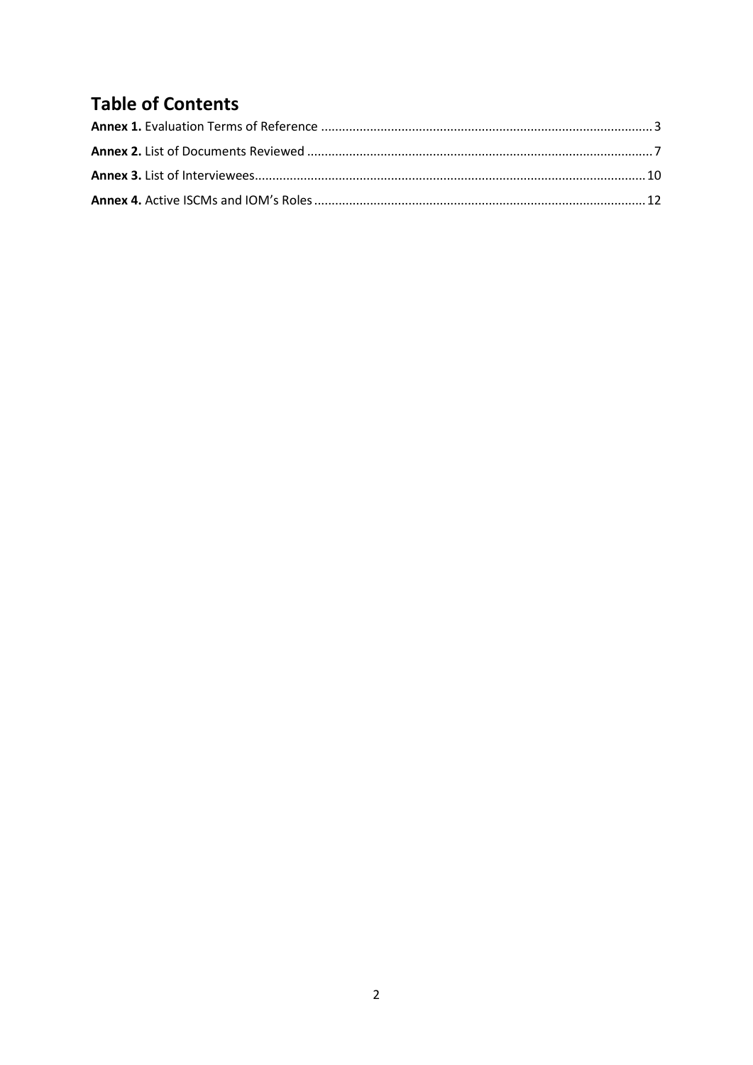# Table of Contents

**Annex 1.** Evaluation Terms of Reference ............................................................................................. 3

**Annex 2.** List of Documents Reviewed .................................................................................................. 7

**Annex 3.** List of Interviewees............................................................................................................... 10

**Annex 4.** Active ISCMs and IOM's Roles ............................................................................................. 12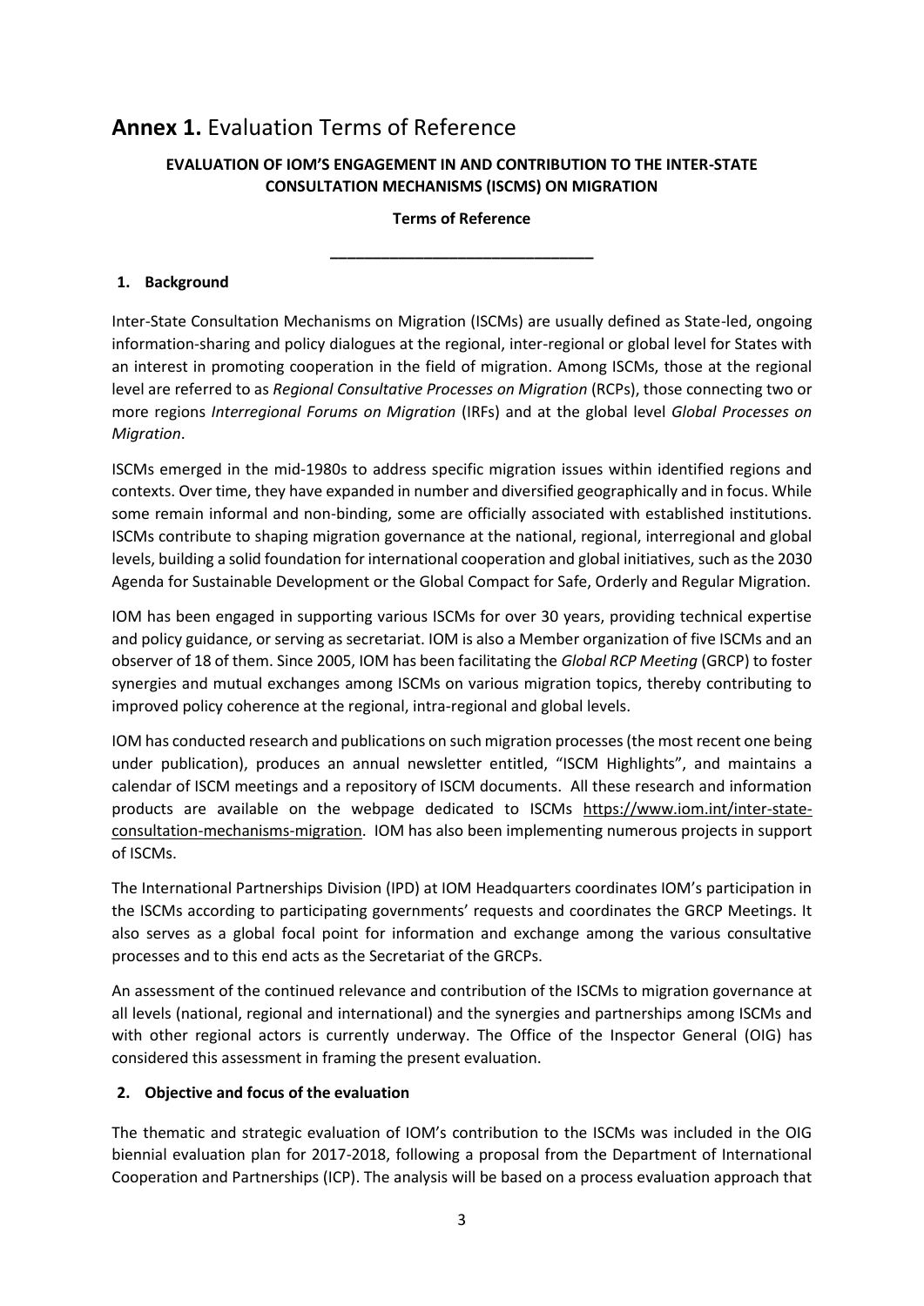# **Annex 1.** Evaluation Terms of Reference

**EVALUATION OF IOM'S ENGAGEMENT IN AND CONTRIBUTION TO THE INTER-STATE CONSULTATION MECHANISMS (ISCMS) ON MIGRATION**

**Terms of Reference**

---

## 1. Background

Inter-State Consultation Mechanisms on Migration (ISCMs) are usually defined as State-led, ongoing information-sharing and policy dialogues at the regional, inter-regional or global level for States with an interest in promoting cooperation in the field of migration. Among ISCMs, those at the regional level are referred to as *Regional Consultative Processes on Migration* (RCPs), those connecting two or more regions *Interregional Forums on Migration* (IRFs) and at the global level *Global Processes on Migration*.

ISCMs emerged in the mid-1980s to address specific migration issues within identified regions and contexts. Over time, they have expanded in number and diversified geographically and in focus. While some remain informal and non-binding, some are officially associated with established institutions. ISCMs contribute to shaping migration governance at the national, regional, interregional and global levels, building a solid foundation for international cooperation and global initiatives, such as the 2030 Agenda for Sustainable Development or the Global Compact for Safe, Orderly and Regular Migration.

IOM has been engaged in supporting various ISCMs for over 30 years, providing technical expertise and policy guidance, or serving as secretariat. IOM is also a Member organization of five ISCMs and an observer of 18 of them. Since 2005, IOM has been facilitating the *Global RCP Meeting* (GRCP) to foster synergies and mutual exchanges among ISCMs on various migration topics, thereby contributing to improved policy coherence at the regional, intra-regional and global levels.

IOM has conducted research and publications on such migration processes (the most recent one being under publication), produces an annual newsletter entitled, "ISCM Highlights", and maintains a calendar of ISCM meetings and a repository of ISCM documents. All these research and information products are available on the webpage dedicated to ISCMs https://www.iom.int/inter-state-consultation-mechanisms-migration. IOM has also been implementing numerous projects in support of ISCMs.

The International Partnerships Division (IPD) at IOM Headquarters coordinates IOM's participation in the ISCMs according to participating governments' requests and coordinates the GRCP Meetings. It also serves as a global focal point for information and exchange among the various consultative processes and to this end acts as the Secretariat of the GRCPs.

An assessment of the continued relevance and contribution of the ISCMs to migration governance at all levels (national, regional and international) and the synergies and partnerships among ISCMs and with other regional actors is currently underway. The Office of the Inspector General (OIG) has considered this assessment in framing the present evaluation.

## 2. Objective and focus of the evaluation

The thematic and strategic evaluation of IOM's contribution to the ISCMs was included in the OIG biennial evaluation plan for 2017-2018, following a proposal from the Department of International Cooperation and Partnerships (ICP). The analysis will be based on a process evaluation approach that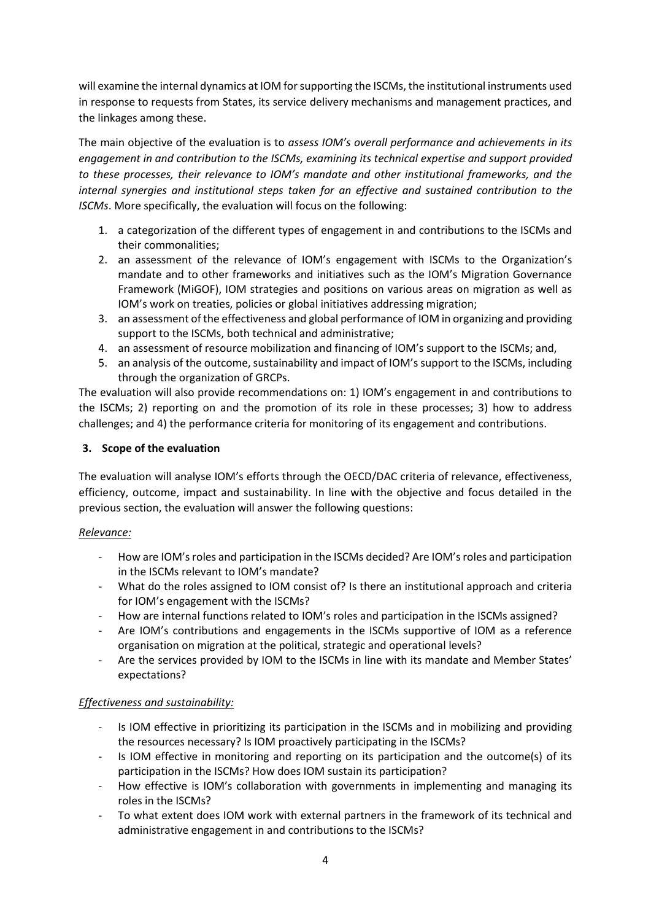will examine the internal dynamics at IOM for supporting the ISCMs, the institutional instruments used in response to requests from States, its service delivery mechanisms and management practices, and the linkages among these.

The main objective of the evaluation is to *assess IOM's overall performance and achievements in its engagement in and contribution to the ISCMs, examining its technical expertise and support provided to these processes, their relevance to IOM's mandate and other institutional frameworks, and the internal synergies and institutional steps taken for an effective and sustained contribution to the ISCMs*. More specifically, the evaluation will focus on the following:

1. a categorization of the different types of engagement in and contributions to the ISCMs and their commonalities;
2. an assessment of the relevance of IOM's engagement with ISCMs to the Organization's mandate and to other frameworks and initiatives such as the IOM's Migration Governance Framework (MiGOF), IOM strategies and positions on various areas on migration as well as IOM's work on treaties, policies or global initiatives addressing migration;
3. an assessment of the effectiveness and global performance of IOM in organizing and providing support to the ISCMs, both technical and administrative;
4. an assessment of resource mobilization and financing of IOM's support to the ISCMs; and,
5. an analysis of the outcome, sustainability and impact of IOM's support to the ISCMs, including through the organization of GRCPs.

The evaluation will also provide recommendations on: 1) IOM's engagement in and contributions to the ISCMs; 2) reporting on and the promotion of its role in these processes; 3) how to address challenges; and 4) the performance criteria for monitoring of its engagement and contributions.

## 3. Scope of the evaluation

The evaluation will analyse IOM's efforts through the OECD/DAC criteria of relevance, effectiveness, efficiency, outcome, impact and sustainability. In line with the objective and focus detailed in the previous section, the evaluation will answer the following questions:

*Relevance:*

- How are IOM's roles and participation in the ISCMs decided? Are IOM's roles and participation in the ISCMs relevant to IOM's mandate?
- What do the roles assigned to IOM consist of? Is there an institutional approach and criteria for IOM's engagement with the ISCMs?
- How are internal functions related to IOM's roles and participation in the ISCMs assigned?
- Are IOM's contributions and engagements in the ISCMs supportive of IOM as a reference organisation on migration at the political, strategic and operational levels?
- Are the services provided by IOM to the ISCMs in line with its mandate and Member States' expectations?

*Effectiveness and sustainability:*

- Is IOM effective in prioritizing its participation in the ISCMs and in mobilizing and providing the resources necessary? Is IOM proactively participating in the ISCMs?
- Is IOM effective in monitoring and reporting on its participation and the outcome(s) of its participation in the ISCMs? How does IOM sustain its participation?
- How effective is IOM's collaboration with governments in implementing and managing its roles in the ISCMs?
- To what extent does IOM work with external partners in the framework of its technical and administrative engagement in and contributions to the ISCMs?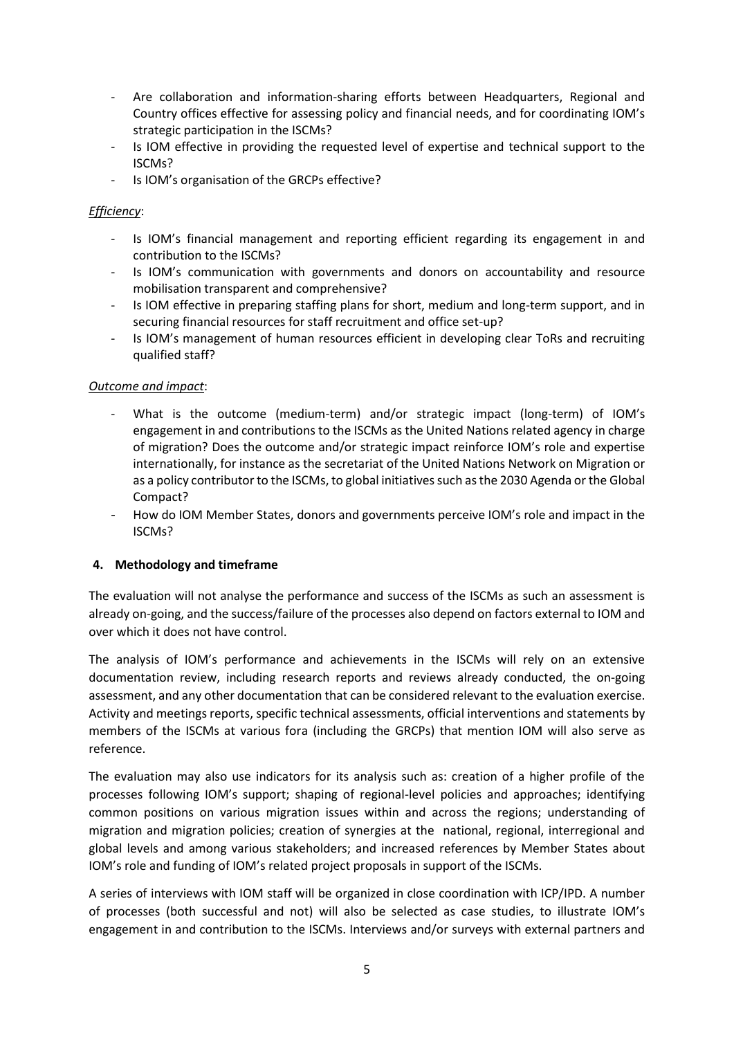- Are collaboration and information-sharing efforts between Headquarters, Regional and Country offices effective for assessing policy and financial needs, and for coordinating IOM's strategic participation in the ISCMs?
- Is IOM effective in providing the requested level of expertise and technical support to the ISCMs?
- Is IOM's organisation of the GRCPs effective?

*Efficiency*:

- Is IOM's financial management and reporting efficient regarding its engagement in and contribution to the ISCMs?
- Is IOM's communication with governments and donors on accountability and resource mobilisation transparent and comprehensive?
- Is IOM effective in preparing staffing plans for short, medium and long-term support, and in securing financial resources for staff recruitment and office set-up?
- Is IOM's management of human resources efficient in developing clear ToRs and recruiting qualified staff?

*Outcome and impact*:

- What is the outcome (medium-term) and/or strategic impact (long-term) of IOM's engagement in and contributions to the ISCMs as the United Nations related agency in charge of migration? Does the outcome and/or strategic impact reinforce IOM's role and expertise internationally, for instance as the secretariat of the United Nations Network on Migration or as a policy contributor to the ISCMs, to global initiatives such as the 2030 Agenda or the Global Compact?
- How do IOM Member States, donors and governments perceive IOM's role and impact in the ISCMs?

## 4. Methodology and timeframe

The evaluation will not analyse the performance and success of the ISCMs as such an assessment is already on-going, and the success/failure of the processes also depend on factors external to IOM and over which it does not have control.

The analysis of IOM's performance and achievements in the ISCMs will rely on an extensive documentation review, including research reports and reviews already conducted, the on-going assessment, and any other documentation that can be considered relevant to the evaluation exercise. Activity and meetings reports, specific technical assessments, official interventions and statements by members of the ISCMs at various fora (including the GRCPs) that mention IOM will also serve as reference.

The evaluation may also use indicators for its analysis such as: creation of a higher profile of the processes following IOM's support; shaping of regional-level policies and approaches; identifying common positions on various migration issues within and across the regions; understanding of migration and migration policies; creation of synergies at the national, regional, interregional and global levels and among various stakeholders; and increased references by Member States about IOM's role and funding of IOM's related project proposals in support of the ISCMs.

A series of interviews with IOM staff will be organized in close coordination with ICP/IPD. A number of processes (both successful and not) will also be selected as case studies, to illustrate IOM's engagement in and contribution to the ISCMs. Interviews and/or surveys with external partners and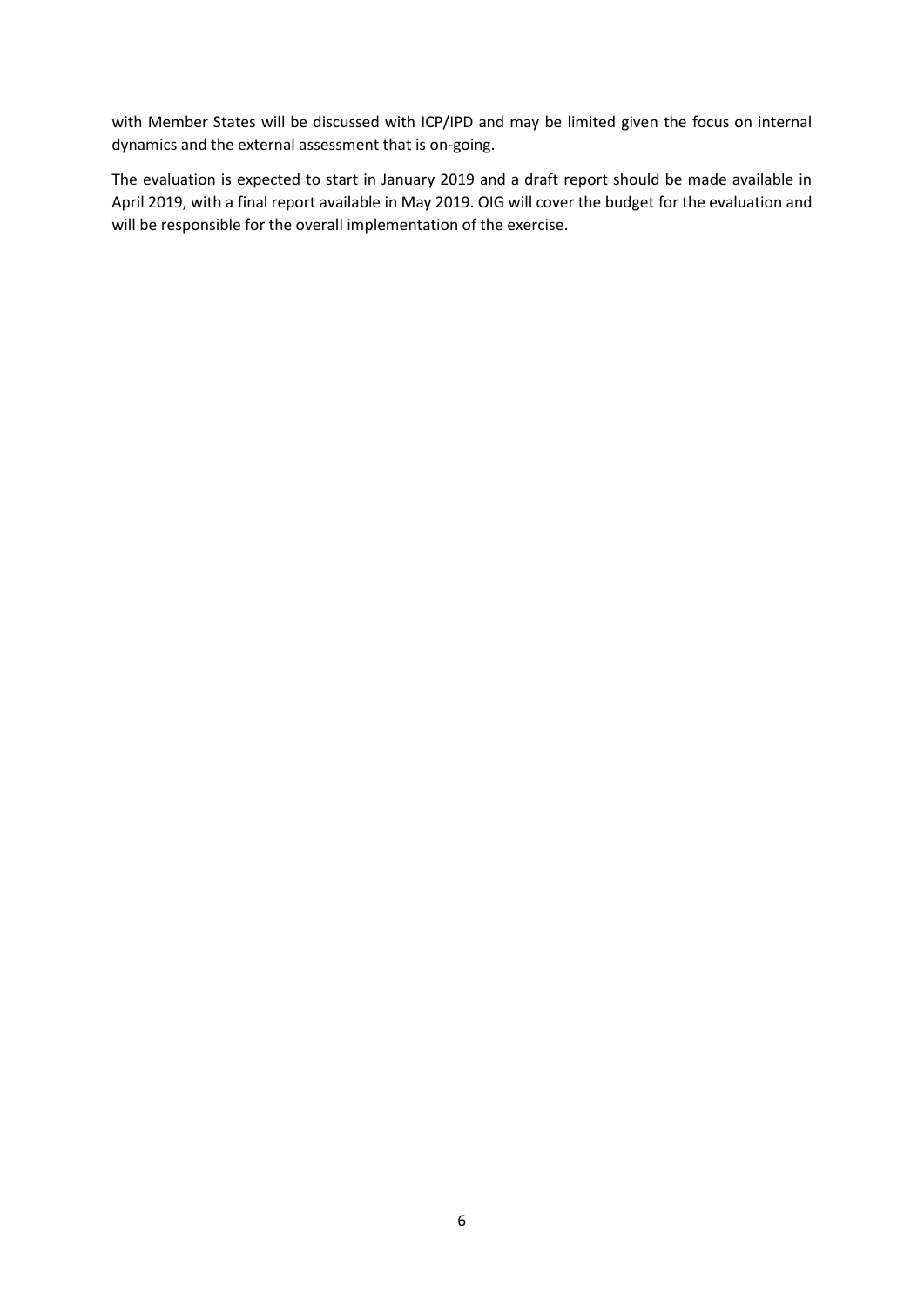with Member States will be discussed with ICP/IPD and may be limited given the focus on internal dynamics and the external assessment that is on-going.

The evaluation is expected to start in January 2019 and a draft report should be made available in April 2019, with a final report available in May 2019. OIG will cover the budget for the evaluation and will be responsible for the overall implementation of the exercise.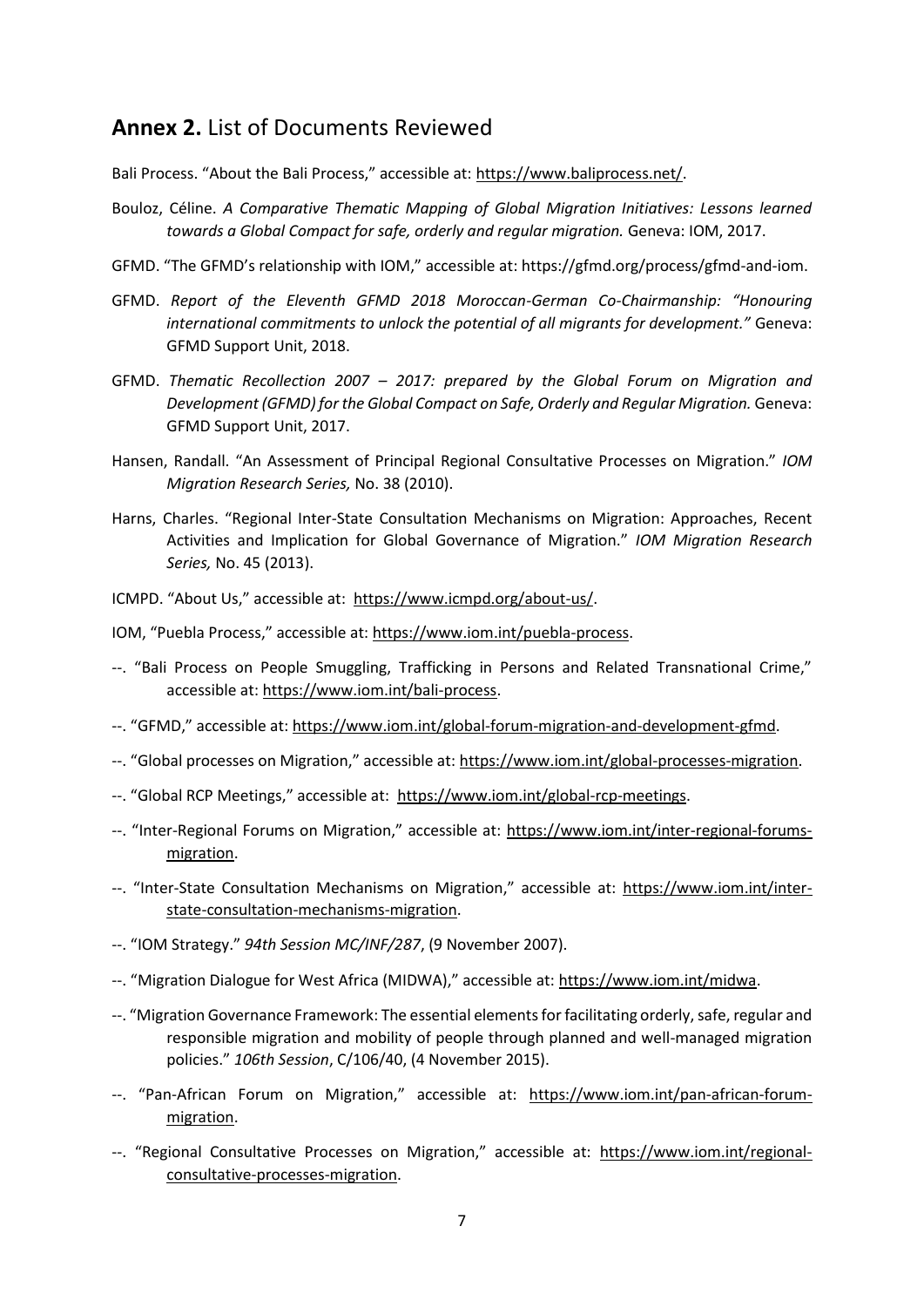## **Annex 2.** List of Documents Reviewed

Bali Process. "About the Bali Process," accessible at: https://www.baliprocess.net/.

Bouloz, Céline. *A Comparative Thematic Mapping of Global Migration Initiatives: Lessons learned towards a Global Compact for safe, orderly and regular migration.* Geneva: IOM, 2017.

GFMD. "The GFMD's relationship with IOM," accessible at: https://gfmd.org/process/gfmd-and-iom.

GFMD. *Report of the Eleventh GFMD 2018 Moroccan-German Co-Chairmanship: "Honouring international commitments to unlock the potential of all migrants for development."* Geneva: GFMD Support Unit, 2018.

GFMD. *Thematic Recollection 2007 – 2017: prepared by the Global Forum on Migration and Development (GFMD) for the Global Compact on Safe, Orderly and Regular Migration.* Geneva: GFMD Support Unit, 2017.

Hansen, Randall. "An Assessment of Principal Regional Consultative Processes on Migration." *IOM Migration Research Series,* No. 38 (2010).

Harns, Charles. "Regional Inter-State Consultation Mechanisms on Migration: Approaches, Recent Activities and Implication for Global Governance of Migration." *IOM Migration Research Series,* No. 45 (2013).

ICMPD. "About Us," accessible at: https://www.icmpd.org/about-us/.

IOM, "Puebla Process," accessible at: https://www.iom.int/puebla-process.

--. "Bali Process on People Smuggling, Trafficking in Persons and Related Transnational Crime," accessible at: https://www.iom.int/bali-process.

--. "GFMD," accessible at: https://www.iom.int/global-forum-migration-and-development-gfmd.

--. "Global processes on Migration," accessible at: https://www.iom.int/global-processes-migration.

--. "Global RCP Meetings," accessible at: https://www.iom.int/global-rcp-meetings.

--. "Inter-Regional Forums on Migration," accessible at: https://www.iom.int/inter-regional-forums-migration.

--. "Inter-State Consultation Mechanisms on Migration," accessible at: https://www.iom.int/inter-state-consultation-mechanisms-migration.

--. "IOM Strategy." *94th Session MC/INF/287*, (9 November 2007).

--. "Migration Dialogue for West Africa (MIDWA)," accessible at: https://www.iom.int/midwa.

--. "Migration Governance Framework: The essential elements for facilitating orderly, safe, regular and responsible migration and mobility of people through planned and well-managed migration policies." *106th Session*, C/106/40, (4 November 2015).

--. "Pan-African Forum on Migration," accessible at: https://www.iom.int/pan-african-forum-migration.

--. "Regional Consultative Processes on Migration," accessible at: https://www.iom.int/regional-consultative-processes-migration.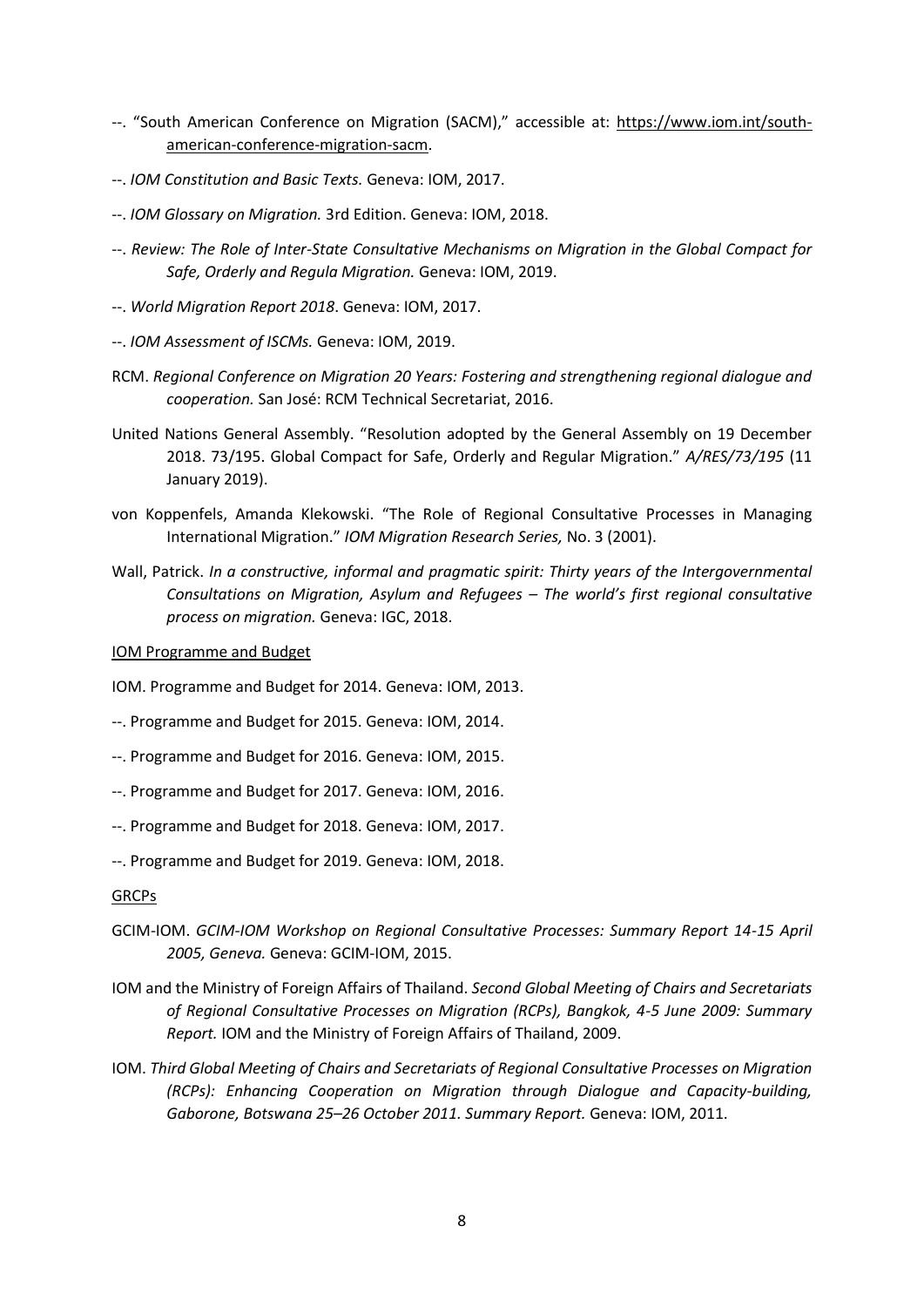--. "South American Conference on Migration (SACM)," accessible at: [https://www.iom.int/south-american-conference-migration-sacm](https://www.iom.int/south-american-conference-migration-sacm).

--. *IOM Constitution and Basic Texts.* Geneva: IOM, 2017.

--. *IOM Glossary on Migration.* 3rd Edition. Geneva: IOM, 2018.

--. *Review: The Role of Inter-State Consultative Mechanisms on Migration in the Global Compact for Safe, Orderly and Regula Migration.* Geneva: IOM, 2019.

--. *World Migration Report 2018*. Geneva: IOM, 2017.

--. *IOM Assessment of ISCMs.* Geneva: IOM, 2019.

RCM. *Regional Conference on Migration 20 Years: Fostering and strengthening regional dialogue and cooperation.* San José: RCM Technical Secretariat, 2016.

United Nations General Assembly. "Resolution adopted by the General Assembly on 19 December 2018. 73/195. Global Compact for Safe, Orderly and Regular Migration." *A/RES/73/195* (11 January 2019).

von Koppenfels, Amanda Klekowski. "The Role of Regional Consultative Processes in Managing International Migration." *IOM Migration Research Series,* No. 3 (2001).

Wall, Patrick. *In a constructive, informal and pragmatic spirit: Thirty years of the Intergovernmental Consultations on Migration, Asylum and Refugees – The world's first regional consultative process on migration.* Geneva: IGC, 2018.

<u>IOM Programme and Budget</u>

IOM. Programme and Budget for 2014. Geneva: IOM, 2013.

--. Programme and Budget for 2015. Geneva: IOM, 2014.

--. Programme and Budget for 2016. Geneva: IOM, 2015.

--. Programme and Budget for 2017. Geneva: IOM, 2016.

--. Programme and Budget for 2018. Geneva: IOM, 2017.

--. Programme and Budget for 2019. Geneva: IOM, 2018.

<u>GRCPs</u>

GCIM-IOM. *GCIM-IOM Workshop on Regional Consultative Processes: Summary Report 14-15 April 2005, Geneva.* Geneva: GCIM-IOM, 2015.

IOM and the Ministry of Foreign Affairs of Thailand. *Second Global Meeting of Chairs and Secretariats of Regional Consultative Processes on Migration (RCPs), Bangkok, 4-5 June 2009: Summary Report.* IOM and the Ministry of Foreign Affairs of Thailand, 2009.

IOM. *Third Global Meeting of Chairs and Secretariats of Regional Consultative Processes on Migration (RCPs): Enhancing Cooperation on Migration through Dialogue and Capacity-building, Gaborone, Botswana 25–26 October 2011. Summary Report.* Geneva: IOM, 2011.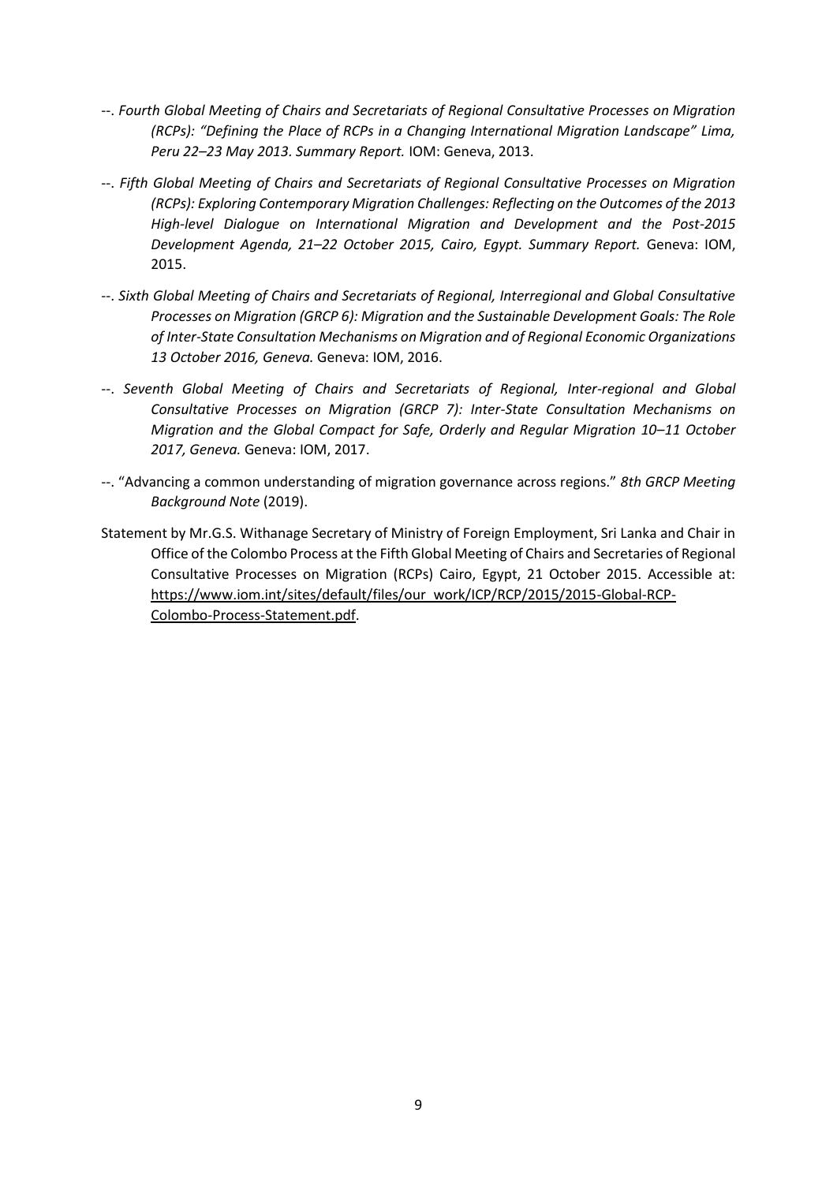--. *Fourth Global Meeting of Chairs and Secretariats of Regional Consultative Processes on Migration (RCPs): "Defining the Place of RCPs in a Changing International Migration Landscape" Lima, Peru 22–23 May 2013. Summary Report.* IOM: Geneva, 2013.

--. *Fifth Global Meeting of Chairs and Secretariats of Regional Consultative Processes on Migration (RCPs): Exploring Contemporary Migration Challenges: Reflecting on the Outcomes of the 2013 High-level Dialogue on International Migration and Development and the Post-2015 Development Agenda, 21–22 October 2015, Cairo, Egypt. Summary Report.* Geneva: IOM, 2015.

--. *Sixth Global Meeting of Chairs and Secretariats of Regional, Interregional and Global Consultative Processes on Migration (GRCP 6): Migration and the Sustainable Development Goals: The Role of Inter-State Consultation Mechanisms on Migration and of Regional Economic Organizations 13 October 2016, Geneva.* Geneva: IOM, 2016.

--. *Seventh Global Meeting of Chairs and Secretariats of Regional, Inter-regional and Global Consultative Processes on Migration (GRCP 7): Inter-State Consultation Mechanisms on Migration and the Global Compact for Safe, Orderly and Regular Migration 10–11 October 2017, Geneva.* Geneva: IOM, 2017.

--. "Advancing a common understanding of migration governance across regions." *8th GRCP Meeting Background Note* (2019).

Statement by Mr.G.S. Withanage Secretary of Ministry of Foreign Employment, Sri Lanka and Chair in Office of the Colombo Process at the Fifth Global Meeting of Chairs and Secretaries of Regional Consultative Processes on Migration (RCPs) Cairo, Egypt, 21 October 2015. Accessible at: https://www.iom.int/sites/default/files/our_work/ICP/RCP/2015/2015-Global-RCP-Colombo-Process-Statement.pdf.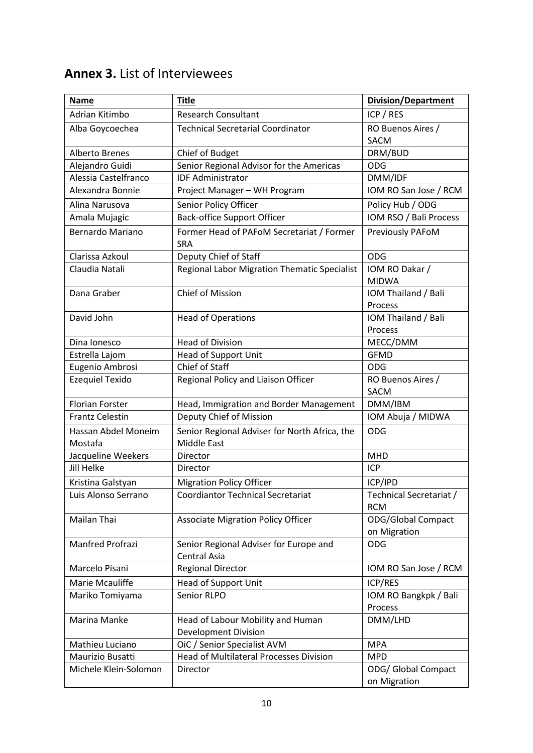## **Annex 3.** List of Interviewees

| Name | Title | Division/Department |
|---|---|---|
| Adrian Kitimbo | Research Consultant | ICP / RES |
| Alba Goycoechea | Technical Secretarial Coordinator | RO Buenos Aires / SACM |
| Alberto Brenes | Chief of Budget | DRM/BUD |
| Alejandro Guidi | Senior Regional Advisor for the Americas | ODG |
| Alessia Castelfranco | IDF Administrator | DMM/IDF |
| Alexandra Bonnie | Project Manager – WH Program | IOM RO San Jose / RCM |
| Alina Narusova | Senior Policy Officer | Policy Hub / ODG |
| Amala Mujagic | Back-office Support Officer | IOM RSO / Bali Process |
| Bernardo Mariano | Former Head of PAFoM Secretariat / Former SRA | Previously PAFoM |
| Clarissa Azkoul | Deputy Chief of Staff | ODG |
| Claudia Natali | Regional Labor Migration Thematic Specialist | IOM RO Dakar / MIDWA |
| Dana Graber | Chief of Mission | IOM Thailand / Bali Process |
| David John | Head of Operations | IOM Thailand / Bali Process |
| Dina Ionesco | Head of Division | MECC/DMM |
| Estrella Lajom | Head of Support Unit | GFMD |
| Eugenio Ambrosi | Chief of Staff | ODG |
| Ezequiel Texido | Regional Policy and Liaison Officer | RO Buenos Aires / SACM |
| Florian Forster | Head, Immigration and Border Management | DMM/IBM |
| Frantz Celestin | Deputy Chief of Mission | IOM Abuja / MIDWA |
| Hassan Abdel Moneim Mostafa | Senior Regional Adviser for North Africa, the Middle East | ODG |
| Jacqueline Weekers | Director | MHD |
| Jill Helke | Director | ICP |
| Kristina Galstyan | Migration Policy Officer | ICP/IPD |
| Luis Alonso Serrano | Coordiantor Technical Secretariat | Technical Secretariat / RCM |
| Mailan Thai | Associate Migration Policy Officer | ODG/Global Compact on Migration |
| Manfred Profrazi | Senior Regional Adviser for Europe and Central Asia | ODG |
| Marcelo Pisani | Regional Director | IOM RO San Jose / RCM |
| Marie Mcauliffe | Head of Support Unit | ICP/RES |
| Mariko Tomiyama | Senior RLPO | IOM RO Bangkpk / Bali Process |
| Marina Manke | Head of Labour Mobility and Human Development Division | DMM/LHD |
| Mathieu Luciano | OiC / Senior Specialist AVM | MPA |
| Maurizio Busatti | Head of Multilateral Processes Division | MPD |
| Michele Klein-Solomon | Director | ODG/ Global Compact on Migration |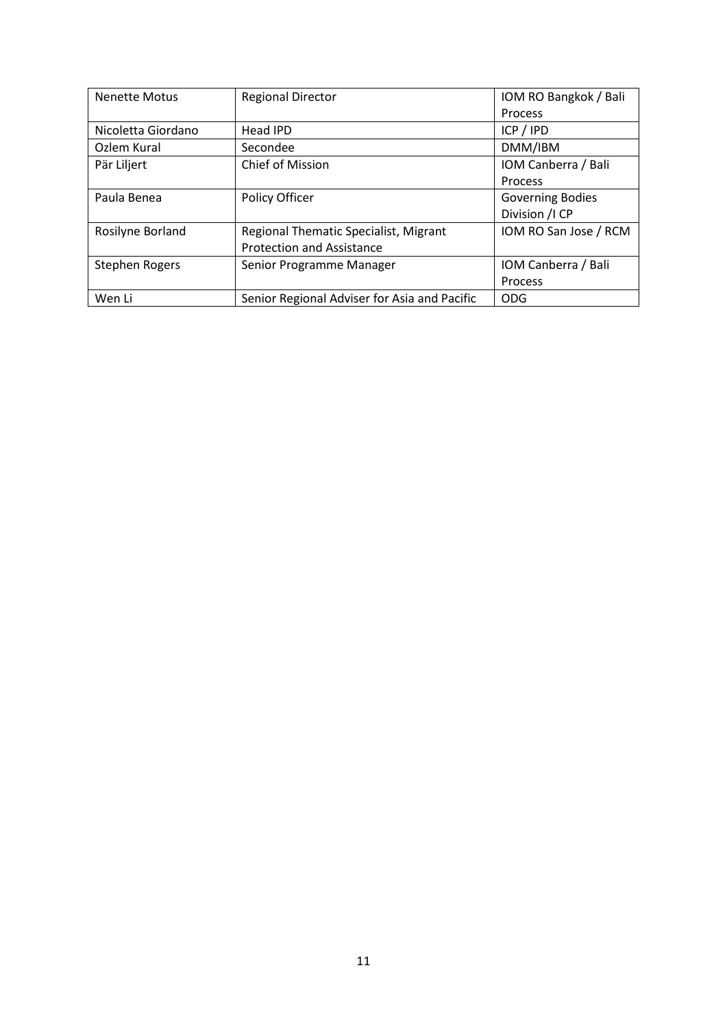| Nenette Motus | Regional Director | IOM RO Bangkok / Bali Process |
|---|---|---|
| Nicoletta Giordano | Head IPD | ICP / IPD |
| Ozlem Kural | Secondee | DMM/IBM |
| Pär Liljert | Chief of Mission | IOM Canberra / Bali Process |
| Paula Benea | Policy Officer | Governing Bodies Division /I CP |
| Rosilyne Borland | Regional Thematic Specialist, Migrant Protection and Assistance | IOM RO San Jose / RCM |
| Stephen Rogers | Senior Programme Manager | IOM Canberra / Bali Process |
| Wen Li | Senior Regional Adviser for Asia and Pacific | ODG |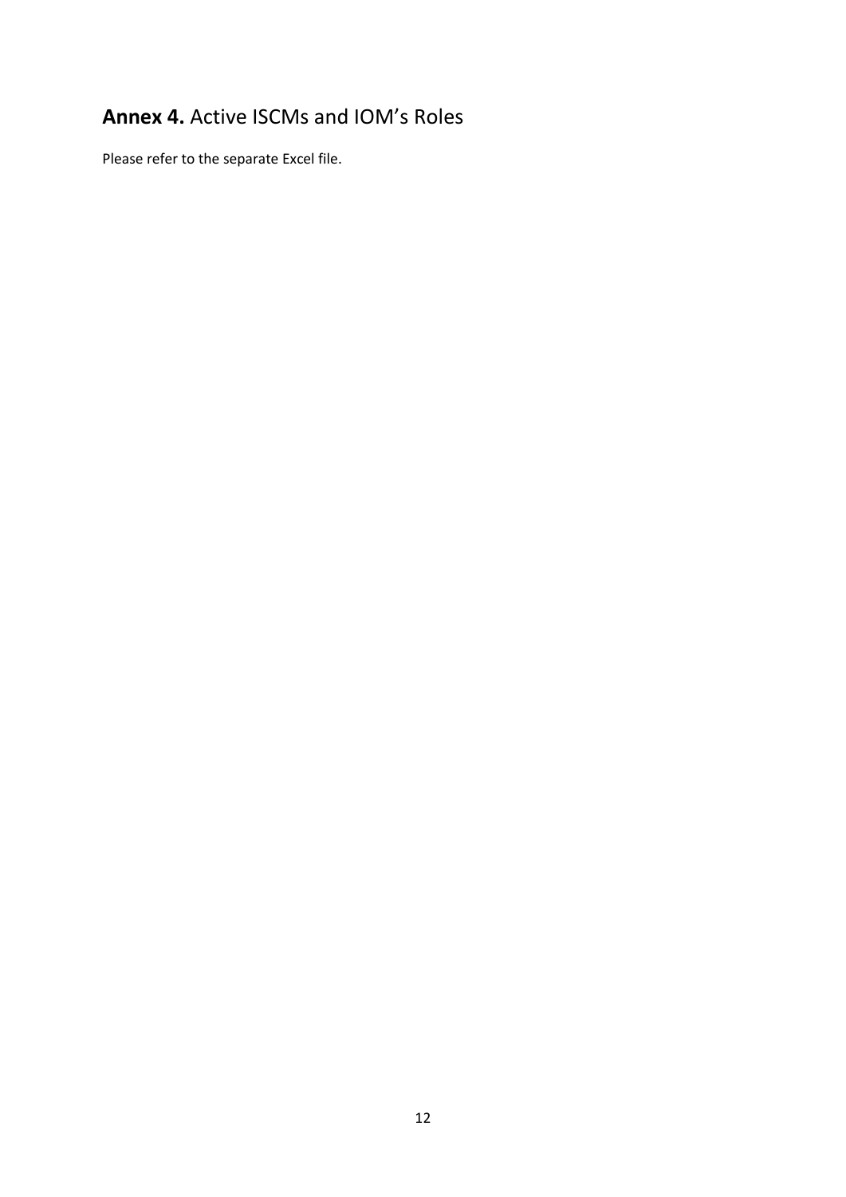## **Annex 4.** Active ISCMs and IOM's Roles

Please refer to the separate Excel file.